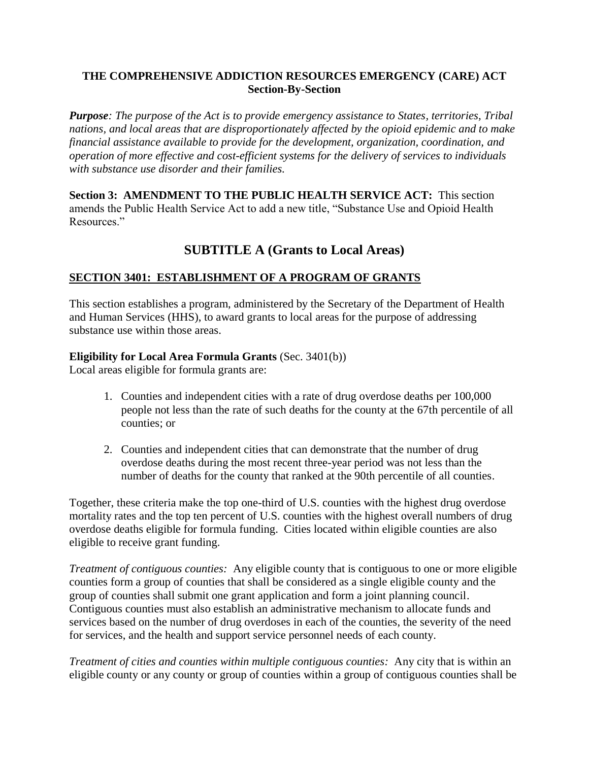**THE COMPREHENSIVE ADDICTION RESOURCES EMERGENCY (CARE) ACT**
**Section-By-Section**

***Purpose****: The purpose of the Act is to provide emergency assistance to States, territories, Tribal nations, and local areas that are disproportionately affected by the opioid epidemic and to make financial assistance available to provide for the development, organization, coordination, and operation of more effective and cost-efficient systems for the delivery of services to individuals with substance use disorder and their families.*

**Section 3: AMENDMENT TO THE PUBLIC HEALTH SERVICE ACT:** This section amends the Public Health Service Act to add a new title, "Substance Use and Opioid Health Resources."

## SUBTITLE A (Grants to Local Areas)

### SECTION 3401: ESTABLISHMENT OF A PROGRAM OF GRANTS

This section establishes a program, administered by the Secretary of the Department of Health and Human Services (HHS), to award grants to local areas for the purpose of addressing substance use within those areas.

**Eligibility for Local Area Formula Grants** (Sec. 3401(b))
Local areas eligible for formula grants are:

1. Counties and independent cities with a rate of drug overdose deaths per 100,000 people not less than the rate of such deaths for the county at the 67th percentile of all counties; or

2. Counties and independent cities that can demonstrate that the number of drug overdose deaths during the most recent three-year period was not less than the number of deaths for the county that ranked at the 90th percentile of all counties.

Together, these criteria make the top one-third of U.S. counties with the highest drug overdose mortality rates and the top ten percent of U.S. counties with the highest overall numbers of drug overdose deaths eligible for formula funding. Cities located within eligible counties are also eligible to receive grant funding.

*Treatment of contiguous counties:* Any eligible county that is contiguous to one or more eligible counties form a group of counties that shall be considered as a single eligible county and the group of counties shall submit one grant application and form a joint planning council. Contiguous counties must also establish an administrative mechanism to allocate funds and services based on the number of drug overdoses in each of the counties, the severity of the need for services, and the health and support service personnel needs of each county.

*Treatment of cities and counties within multiple contiguous counties:* Any city that is within an eligible county or any county or group of counties within a group of contiguous counties shall be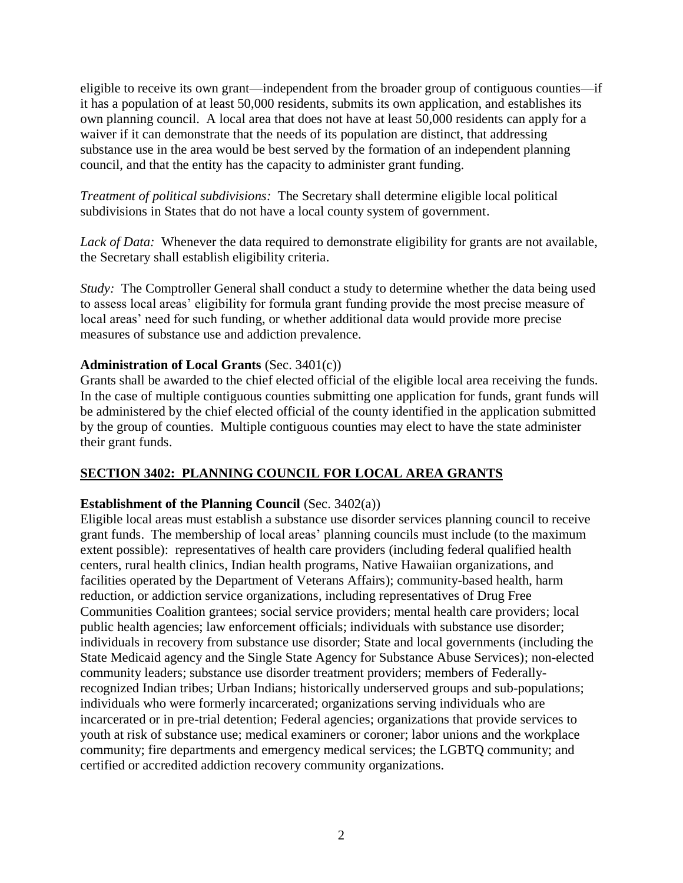eligible to receive its own grant—independent from the broader group of contiguous counties—if it has a population of at least 50,000 residents, submits its own application, and establishes its own planning council. A local area that does not have at least 50,000 residents can apply for a waiver if it can demonstrate that the needs of its population are distinct, that addressing substance use in the area would be best served by the formation of an independent planning council, and that the entity has the capacity to administer grant funding.

*Treatment of political subdivisions:* The Secretary shall determine eligible local political subdivisions in States that do not have a local county system of government.

*Lack of Data:* Whenever the data required to demonstrate eligibility for grants are not available, the Secretary shall establish eligibility criteria.

*Study:* The Comptroller General shall conduct a study to determine whether the data being used to assess local areas' eligibility for formula grant funding provide the most precise measure of local areas' need for such funding, or whether additional data would provide more precise measures of substance use and addiction prevalence.

**Administration of Local Grants** (Sec. 3401(c))

Grants shall be awarded to the chief elected official of the eligible local area receiving the funds. In the case of multiple contiguous counties submitting one application for funds, grant funds will be administered by the chief elected official of the county identified in the application submitted by the group of counties. Multiple contiguous counties may elect to have the state administer their grant funds.

## SECTION 3402: PLANNING COUNCIL FOR LOCAL AREA GRANTS

**Establishment of the Planning Council** (Sec. 3402(a))

Eligible local areas must establish a substance use disorder services planning council to receive grant funds. The membership of local areas' planning councils must include (to the maximum extent possible): representatives of health care providers (including federal qualified health centers, rural health clinics, Indian health programs, Native Hawaiian organizations, and facilities operated by the Department of Veterans Affairs); community-based health, harm reduction, or addiction service organizations, including representatives of Drug Free Communities Coalition grantees; social service providers; mental health care providers; local public health agencies; law enforcement officials; individuals with substance use disorder; individuals in recovery from substance use disorder; State and local governments (including the State Medicaid agency and the Single State Agency for Substance Abuse Services); non-elected community leaders; substance use disorder treatment providers; members of Federally-recognized Indian tribes; Urban Indians; historically underserved groups and sub-populations; individuals who were formerly incarcerated; organizations serving individuals who are incarcerated or in pre-trial detention; Federal agencies; organizations that provide services to youth at risk of substance use; medical examiners or coroner; labor unions and the workplace community; fire departments and emergency medical services; the LGBTQ community; and certified or accredited addiction recovery community organizations.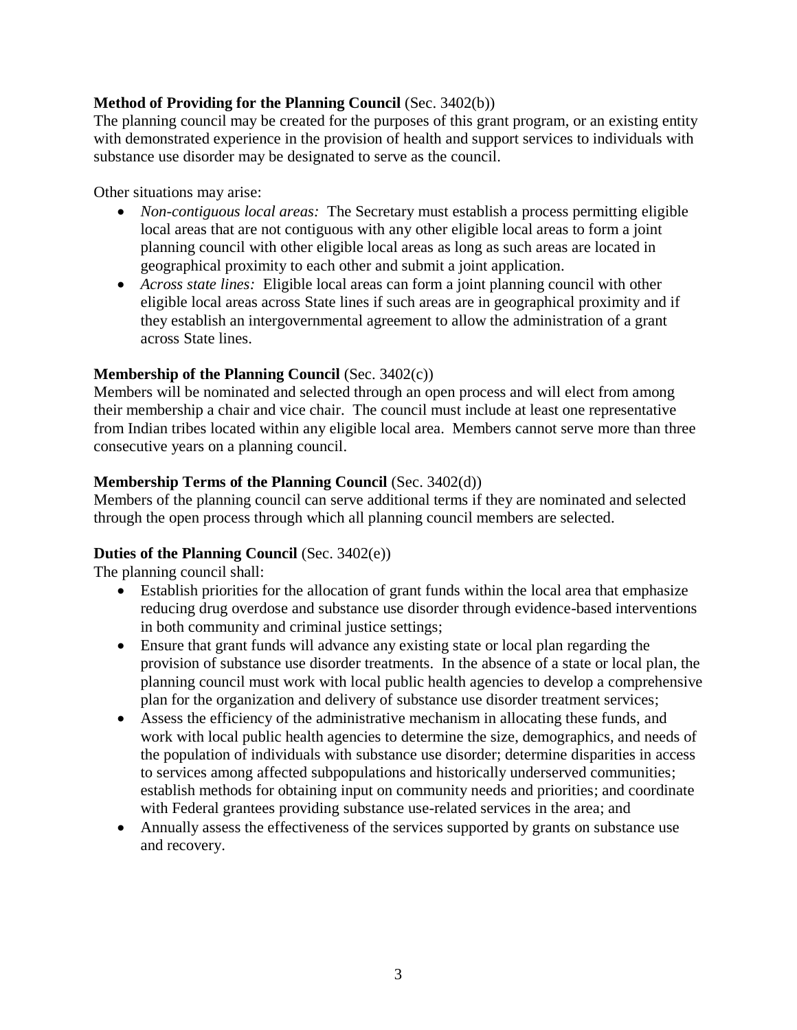**Method of Providing for the Planning Council** (Sec. 3402(b))

The planning council may be created for the purposes of this grant program, or an existing entity with demonstrated experience in the provision of health and support services to individuals with substance use disorder may be designated to serve as the council.

Other situations may arise:

- *Non-contiguous local areas:* The Secretary must establish a process permitting eligible local areas that are not contiguous with any other eligible local areas to form a joint planning council with other eligible local areas as long as such areas are located in geographical proximity to each other and submit a joint application.
- *Across state lines:* Eligible local areas can form a joint planning council with other eligible local areas across State lines if such areas are in geographical proximity and if they establish an intergovernmental agreement to allow the administration of a grant across State lines.

**Membership of the Planning Council** (Sec. 3402(c))

Members will be nominated and selected through an open process and will elect from among their membership a chair and vice chair. The council must include at least one representative from Indian tribes located within any eligible local area. Members cannot serve more than three consecutive years on a planning council.

**Membership Terms of the Planning Council** (Sec. 3402(d))

Members of the planning council can serve additional terms if they are nominated and selected through the open process through which all planning council members are selected.

**Duties of the Planning Council** (Sec. 3402(e))

The planning council shall:

- Establish priorities for the allocation of grant funds within the local area that emphasize reducing drug overdose and substance use disorder through evidence-based interventions in both community and criminal justice settings;
- Ensure that grant funds will advance any existing state or local plan regarding the provision of substance use disorder treatments. In the absence of a state or local plan, the planning council must work with local public health agencies to develop a comprehensive plan for the organization and delivery of substance use disorder treatment services;
- Assess the efficiency of the administrative mechanism in allocating these funds, and work with local public health agencies to determine the size, demographics, and needs of the population of individuals with substance use disorder; determine disparities in access to services among affected subpopulations and historically underserved communities; establish methods for obtaining input on community needs and priorities; and coordinate with Federal grantees providing substance use-related services in the area; and
- Annually assess the effectiveness of the services supported by grants on substance use and recovery.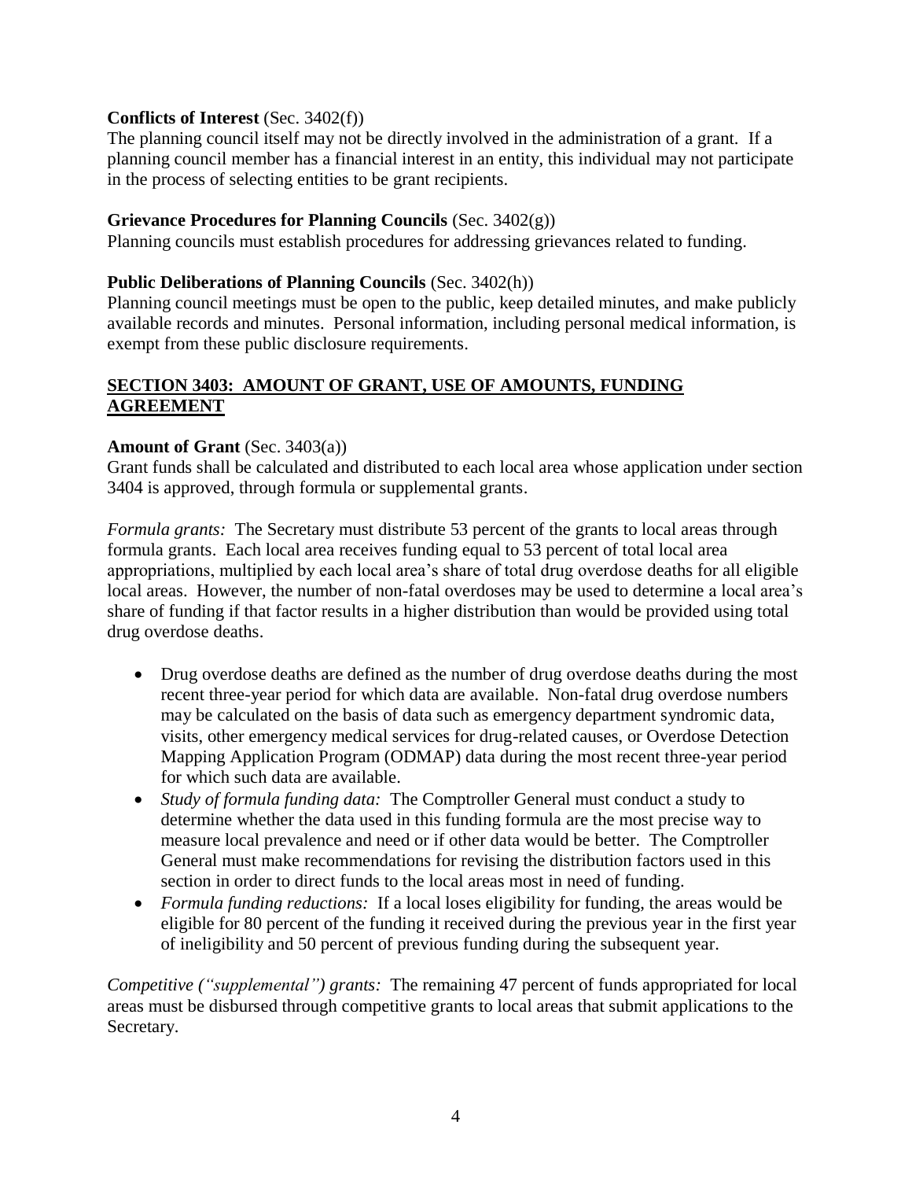**Conflicts of Interest** (Sec. 3402(f))

The planning council itself may not be directly involved in the administration of a grant. If a planning council member has a financial interest in an entity, this individual may not participate in the process of selecting entities to be grant recipients.

**Grievance Procedures for Planning Councils** (Sec. 3402(g))

Planning councils must establish procedures for addressing grievances related to funding.

**Public Deliberations of Planning Councils** (Sec. 3402(h))

Planning council meetings must be open to the public, keep detailed minutes, and make publicly available records and minutes. Personal information, including personal medical information, is exempt from these public disclosure requirements.

## SECTION 3403: AMOUNT OF GRANT, USE OF AMOUNTS, FUNDING AGREEMENT

**Amount of Grant** (Sec. 3403(a))

Grant funds shall be calculated and distributed to each local area whose application under section 3404 is approved, through formula or supplemental grants.

*Formula grants:* The Secretary must distribute 53 percent of the grants to local areas through formula grants. Each local area receives funding equal to 53 percent of total local area appropriations, multiplied by each local area's share of total drug overdose deaths for all eligible local areas. However, the number of non-fatal overdoses may be used to determine a local area's share of funding if that factor results in a higher distribution than would be provided using total drug overdose deaths.

- Drug overdose deaths are defined as the number of drug overdose deaths during the most recent three-year period for which data are available. Non-fatal drug overdose numbers may be calculated on the basis of data such as emergency department syndromic data, visits, other emergency medical services for drug-related causes, or Overdose Detection Mapping Application Program (ODMAP) data during the most recent three-year period for which such data are available.
- *Study of formula funding data:* The Comptroller General must conduct a study to determine whether the data used in this funding formula are the most precise way to measure local prevalence and need or if other data would be better. The Comptroller General must make recommendations for revising the distribution factors used in this section in order to direct funds to the local areas most in need of funding.
- *Formula funding reductions:* If a local loses eligibility for funding, the areas would be eligible for 80 percent of the funding it received during the previous year in the first year of ineligibility and 50 percent of previous funding during the subsequent year.

*Competitive ("supplemental") grants:* The remaining 47 percent of funds appropriated for local areas must be disbursed through competitive grants to local areas that submit applications to the Secretary.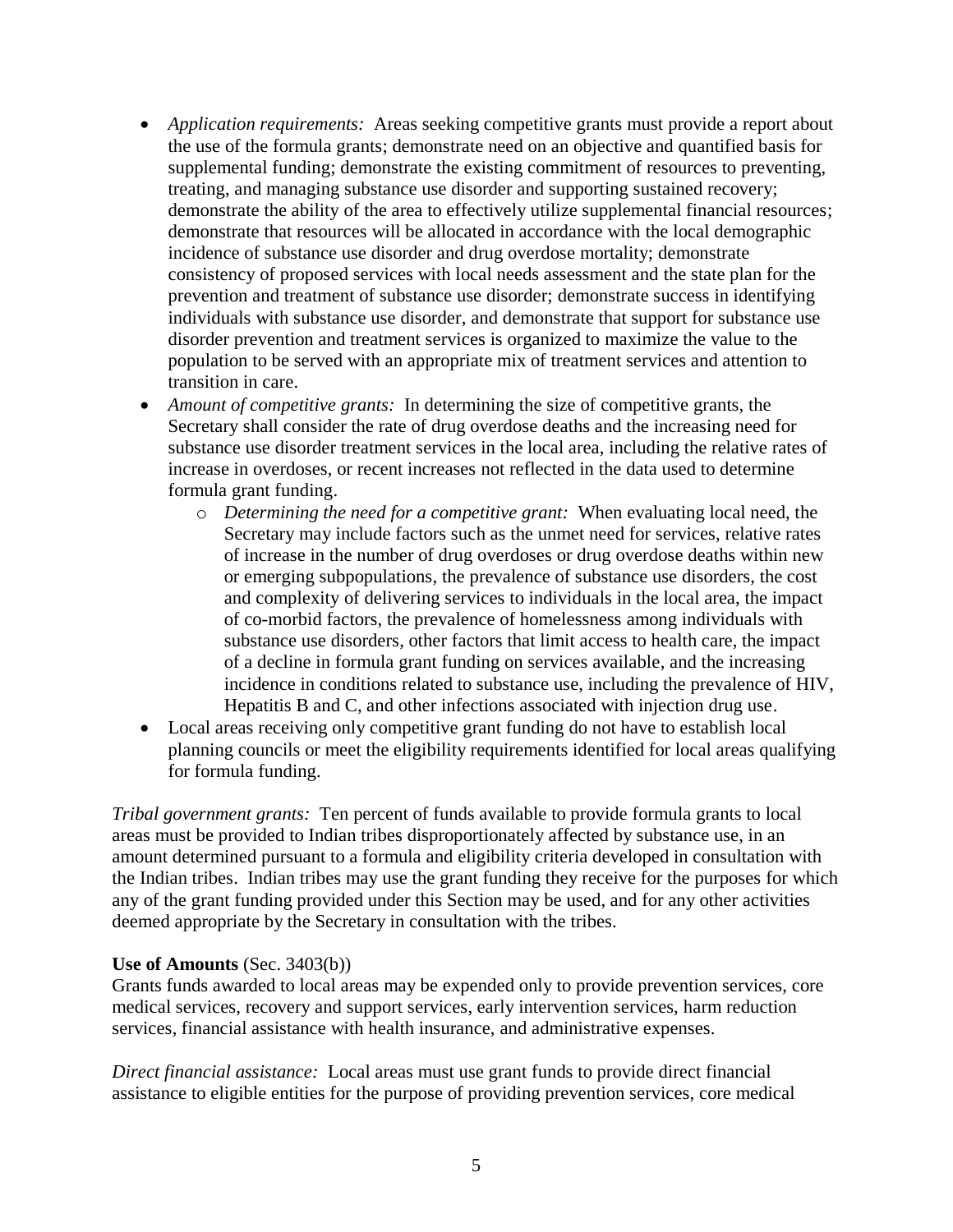- *Application requirements:* Areas seeking competitive grants must provide a report about the use of the formula grants; demonstrate need on an objective and quantified basis for supplemental funding; demonstrate the existing commitment of resources to preventing, treating, and managing substance use disorder and supporting sustained recovery; demonstrate the ability of the area to effectively utilize supplemental financial resources; demonstrate that resources will be allocated in accordance with the local demographic incidence of substance use disorder and drug overdose mortality; demonstrate consistency of proposed services with local needs assessment and the state plan for the prevention and treatment of substance use disorder; demonstrate success in identifying individuals with substance use disorder, and demonstrate that support for substance use disorder prevention and treatment services is organized to maximize the value to the population to be served with an appropriate mix of treatment services and attention to transition in care.
- *Amount of competitive grants:* In determining the size of competitive grants, the Secretary shall consider the rate of drug overdose deaths and the increasing need for substance use disorder treatment services in the local area, including the relative rates of increase in overdoses, or recent increases not reflected in the data used to determine formula grant funding.
    - *Determining the need for a competitive grant:* When evaluating local need, the Secretary may include factors such as the unmet need for services, relative rates of increase in the number of drug overdoses or drug overdose deaths within new or emerging subpopulations, the prevalence of substance use disorders, the cost and complexity of delivering services to individuals in the local area, the impact of co-morbid factors, the prevalence of homelessness among individuals with substance use disorders, other factors that limit access to health care, the impact of a decline in formula grant funding on services available, and the increasing incidence in conditions related to substance use, including the prevalence of HIV, Hepatitis B and C, and other infections associated with injection drug use.
- Local areas receiving only competitive grant funding do not have to establish local planning councils or meet the eligibility requirements identified for local areas qualifying for formula funding.

*Tribal government grants:* Ten percent of funds available to provide formula grants to local areas must be provided to Indian tribes disproportionately affected by substance use, in an amount determined pursuant to a formula and eligibility criteria developed in consultation with the Indian tribes. Indian tribes may use the grant funding they receive for the purposes for which any of the grant funding provided under this Section may be used, and for any other activities deemed appropriate by the Secretary in consultation with the tribes.

**Use of Amounts** (Sec. 3403(b))
Grants funds awarded to local areas may be expended only to provide prevention services, core medical services, recovery and support services, early intervention services, harm reduction services, financial assistance with health insurance, and administrative expenses.

*Direct financial assistance:* Local areas must use grant funds to provide direct financial assistance to eligible entities for the purpose of providing prevention services, core medical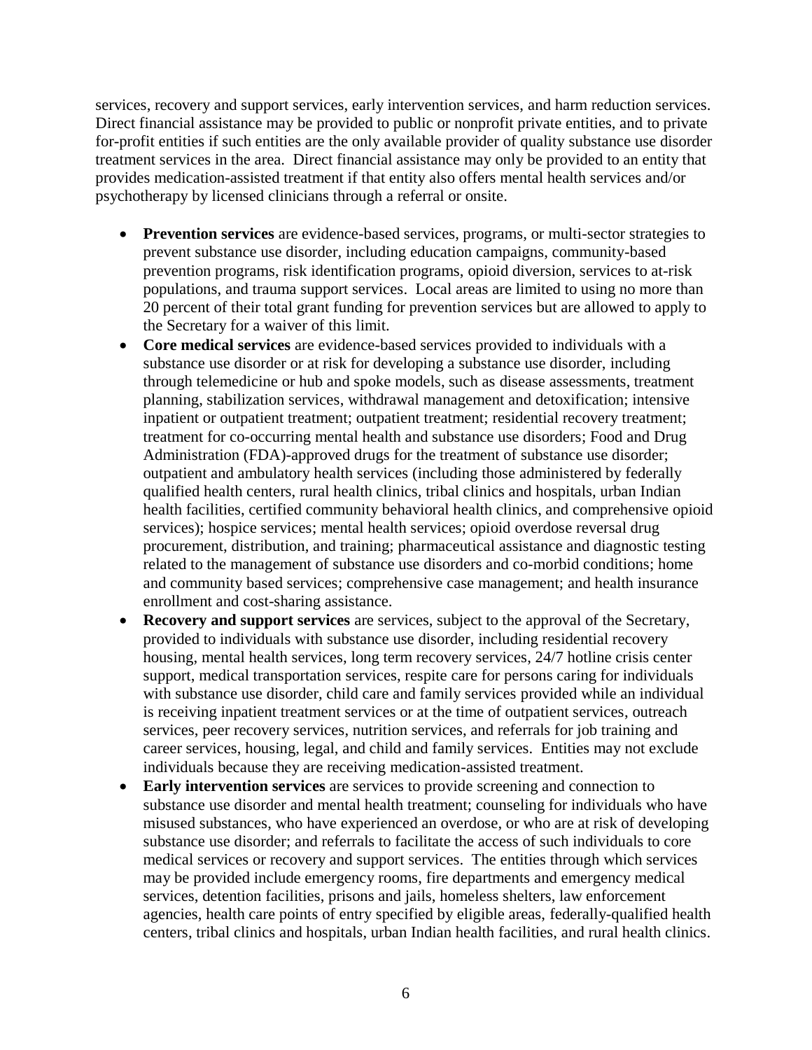services, recovery and support services, early intervention services, and harm reduction services. Direct financial assistance may be provided to public or nonprofit private entities, and to private for-profit entities if such entities are the only available provider of quality substance use disorder treatment services in the area. Direct financial assistance may only be provided to an entity that provides medication-assisted treatment if that entity also offers mental health services and/or psychotherapy by licensed clinicians through a referral or onsite.

- **Prevention services** are evidence-based services, programs, or multi-sector strategies to prevent substance use disorder, including education campaigns, community-based prevention programs, risk identification programs, opioid diversion, services to at-risk populations, and trauma support services. Local areas are limited to using no more than 20 percent of their total grant funding for prevention services but are allowed to apply to the Secretary for a waiver of this limit.
- **Core medical services** are evidence-based services provided to individuals with a substance use disorder or at risk for developing a substance use disorder, including through telemedicine or hub and spoke models, such as disease assessments, treatment planning, stabilization services, withdrawal management and detoxification; intensive inpatient or outpatient treatment; outpatient treatment; residential recovery treatment; treatment for co-occurring mental health and substance use disorders; Food and Drug Administration (FDA)-approved drugs for the treatment of substance use disorder; outpatient and ambulatory health services (including those administered by federally qualified health centers, rural health clinics, tribal clinics and hospitals, urban Indian health facilities, certified community behavioral health clinics, and comprehensive opioid services); hospice services; mental health services; opioid overdose reversal drug procurement, distribution, and training; pharmaceutical assistance and diagnostic testing related to the management of substance use disorders and co-morbid conditions; home and community based services; comprehensive case management; and health insurance enrollment and cost-sharing assistance.
- **Recovery and support services** are services, subject to the approval of the Secretary, provided to individuals with substance use disorder, including residential recovery housing, mental health services, long term recovery services, 24/7 hotline crisis center support, medical transportation services, respite care for persons caring for individuals with substance use disorder, child care and family services provided while an individual is receiving inpatient treatment services or at the time of outpatient services, outreach services, peer recovery services, nutrition services, and referrals for job training and career services, housing, legal, and child and family services. Entities may not exclude individuals because they are receiving medication-assisted treatment.
- **Early intervention services** are services to provide screening and connection to substance use disorder and mental health treatment; counseling for individuals who have misused substances, who have experienced an overdose, or who are at risk of developing substance use disorder; and referrals to facilitate the access of such individuals to core medical services or recovery and support services. The entities through which services may be provided include emergency rooms, fire departments and emergency medical services, detention facilities, prisons and jails, homeless shelters, law enforcement agencies, health care points of entry specified by eligible areas, federally-qualified health centers, tribal clinics and hospitals, urban Indian health facilities, and rural health clinics.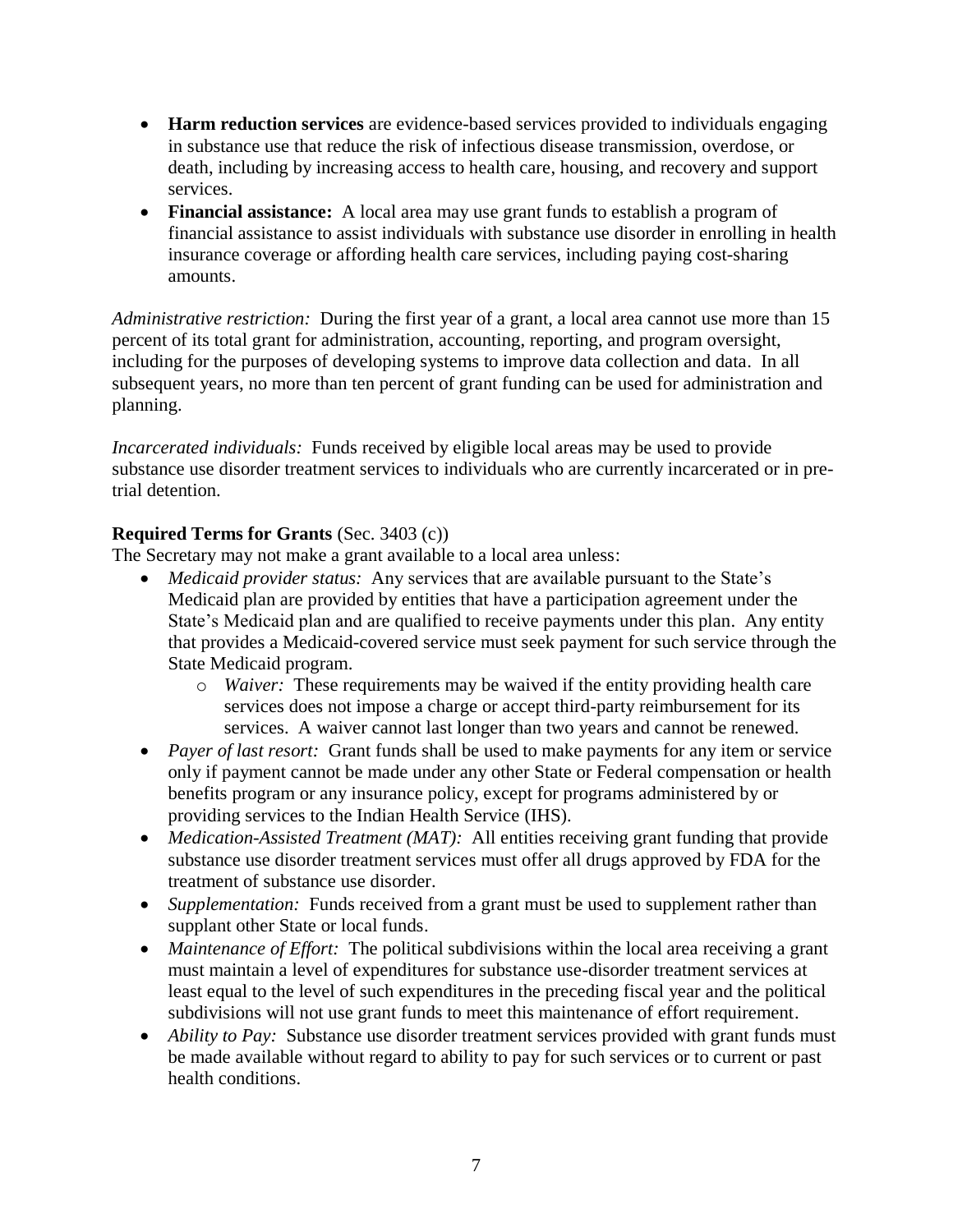- **Harm reduction services** are evidence-based services provided to individuals engaging in substance use that reduce the risk of infectious disease transmission, overdose, or death, including by increasing access to health care, housing, and recovery and support services.
- **Financial assistance:** A local area may use grant funds to establish a program of financial assistance to assist individuals with substance use disorder in enrolling in health insurance coverage or affording health care services, including paying cost-sharing amounts.

*Administrative restriction:* During the first year of a grant, a local area cannot use more than 15 percent of its total grant for administration, accounting, reporting, and program oversight, including for the purposes of developing systems to improve data collection and data. In all subsequent years, no more than ten percent of grant funding can be used for administration and planning.

*Incarcerated individuals:* Funds received by eligible local areas may be used to provide substance use disorder treatment services to individuals who are currently incarcerated or in pre-trial detention.

**Required Terms for Grants** (Sec. 3403 (c))

The Secretary may not make a grant available to a local area unless:

- *Medicaid provider status:* Any services that are available pursuant to the State's Medicaid plan are provided by entities that have a participation agreement under the State's Medicaid plan and are qualified to receive payments under this plan. Any entity that provides a Medicaid-covered service must seek payment for such service through the State Medicaid program.
  - *Waiver:* These requirements may be waived if the entity providing health care services does not impose a charge or accept third-party reimbursement for its services. A waiver cannot last longer than two years and cannot be renewed.
- *Payer of last resort:* Grant funds shall be used to make payments for any item or service only if payment cannot be made under any other State or Federal compensation or health benefits program or any insurance policy, except for programs administered by or providing services to the Indian Health Service (IHS).
- *Medication-Assisted Treatment (MAT):* All entities receiving grant funding that provide substance use disorder treatment services must offer all drugs approved by FDA for the treatment of substance use disorder.
- *Supplementation:* Funds received from a grant must be used to supplement rather than supplant other State or local funds.
- *Maintenance of Effort:* The political subdivisions within the local area receiving a grant must maintain a level of expenditures for substance use-disorder treatment services at least equal to the level of such expenditures in the preceding fiscal year and the political subdivisions will not use grant funds to meet this maintenance of effort requirement.
- *Ability to Pay:* Substance use disorder treatment services provided with grant funds must be made available without regard to ability to pay for such services or to current or past health conditions.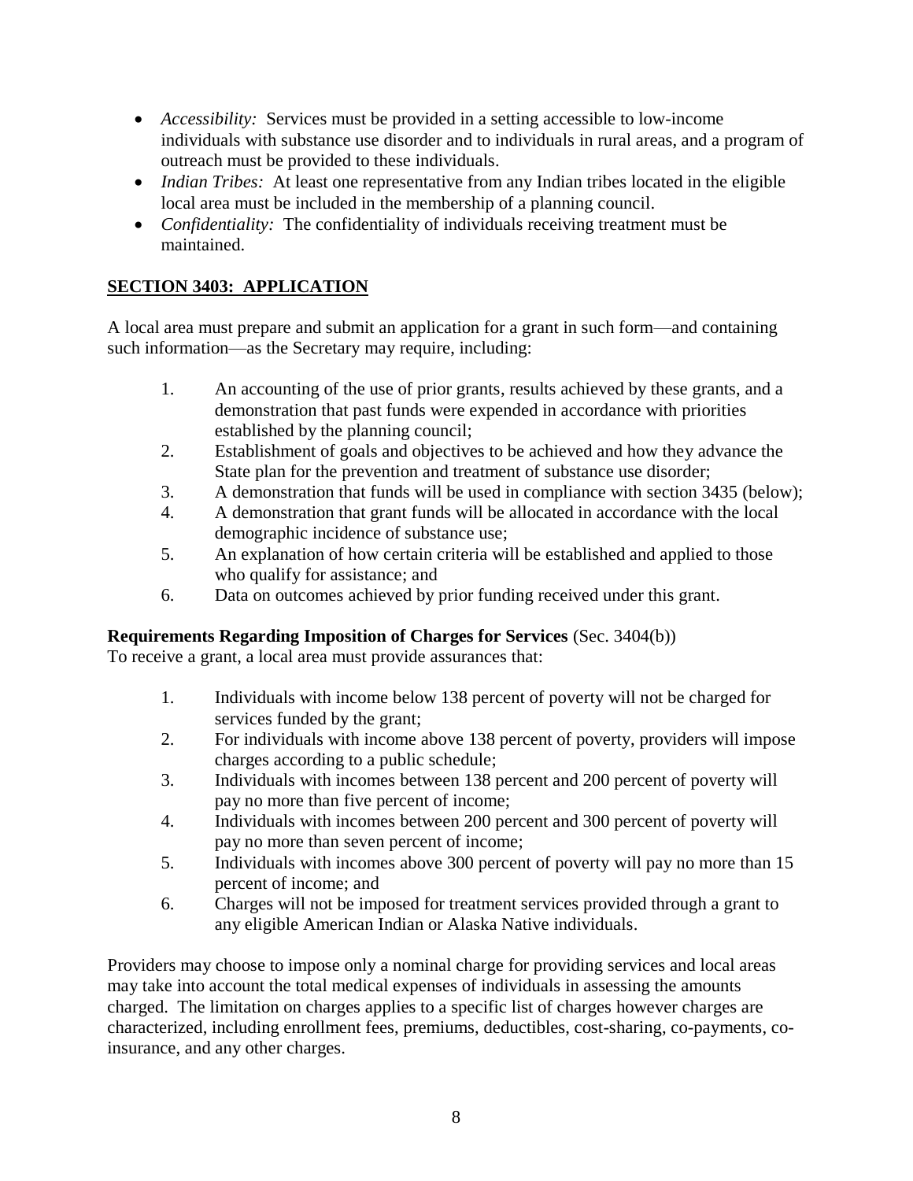- *Accessibility:* Services must be provided in a setting accessible to low-income individuals with substance use disorder and to individuals in rural areas, and a program of outreach must be provided to these individuals.
- *Indian Tribes:* At least one representative from any Indian tribes located in the eligible local area must be included in the membership of a planning council.
- *Confidentiality:* The confidentiality of individuals receiving treatment must be maintained.

## **SECTION 3403: APPLICATION**

A local area must prepare and submit an application for a grant in such form—and containing such information—as the Secretary may require, including:

1. An accounting of the use of prior grants, results achieved by these grants, and a demonstration that past funds were expended in accordance with priorities established by the planning council;
2. Establishment of goals and objectives to be achieved and how they advance the State plan for the prevention and treatment of substance use disorder;
3. A demonstration that funds will be used in compliance with section 3435 (below);
4. A demonstration that grant funds will be allocated in accordance with the local demographic incidence of substance use;
5. An explanation of how certain criteria will be established and applied to those who qualify for assistance; and
6. Data on outcomes achieved by prior funding received under this grant.

**Requirements Regarding Imposition of Charges for Services** (Sec. 3404(b))
To receive a grant, a local area must provide assurances that:

1. Individuals with income below 138 percent of poverty will not be charged for services funded by the grant;
2. For individuals with income above 138 percent of poverty, providers will impose charges according to a public schedule;
3. Individuals with incomes between 138 percent and 200 percent of poverty will pay no more than five percent of income;
4. Individuals with incomes between 200 percent and 300 percent of poverty will pay no more than seven percent of income;
5. Individuals with incomes above 300 percent of poverty will pay no more than 15 percent of income; and
6. Charges will not be imposed for treatment services provided through a grant to any eligible American Indian or Alaska Native individuals.

Providers may choose to impose only a nominal charge for providing services and local areas may take into account the total medical expenses of individuals in assessing the amounts charged. The limitation on charges applies to a specific list of charges however charges are characterized, including enrollment fees, premiums, deductibles, cost-sharing, co-payments, co-insurance, and any other charges.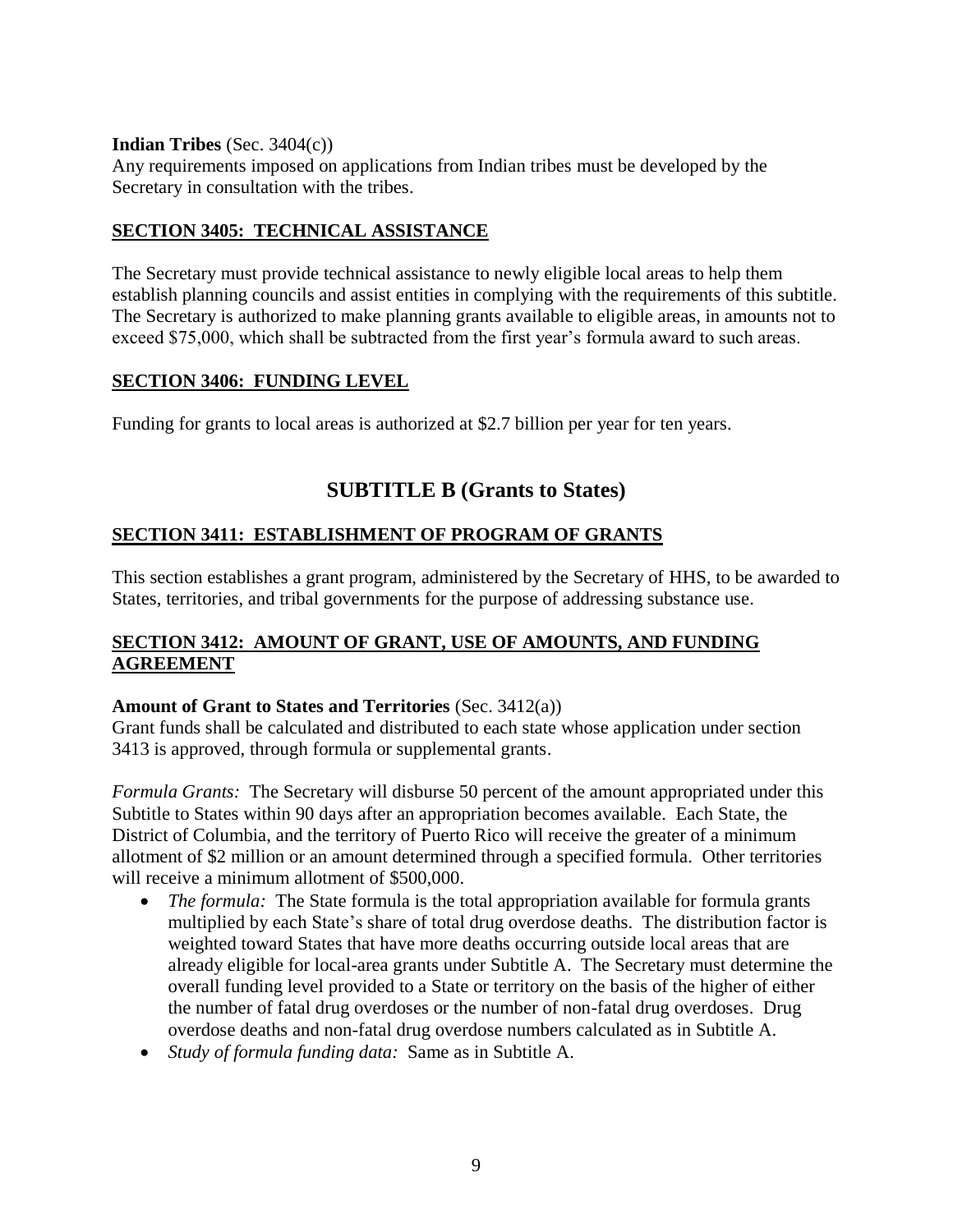**Indian Tribes** (Sec. 3404(c))
Any requirements imposed on applications from Indian tribes must be developed by the Secretary in consultation with the tribes.

## SECTION 3405: TECHNICAL ASSISTANCE

The Secretary must provide technical assistance to newly eligible local areas to help them establish planning councils and assist entities in complying with the requirements of this subtitle. The Secretary is authorized to make planning grants available to eligible areas, in amounts not to exceed $75,000, which shall be subtracted from the first year's formula award to such areas.

## SECTION 3406: FUNDING LEVEL

Funding for grants to local areas is authorized at $2.7 billion per year for ten years.

# SUBTITLE B (Grants to States)

## SECTION 3411: ESTABLISHMENT OF PROGRAM OF GRANTS

This section establishes a grant program, administered by the Secretary of HHS, to be awarded to States, territories, and tribal governments for the purpose of addressing substance use.

## SECTION 3412: AMOUNT OF GRANT, USE OF AMOUNTS, AND FUNDING AGREEMENT

**Amount of Grant to States and Territories** (Sec. 3412(a))
Grant funds shall be calculated and distributed to each state whose application under section 3413 is approved, through formula or supplemental grants.

*Formula Grants:* The Secretary will disburse 50 percent of the amount appropriated under this Subtitle to States within 90 days after an appropriation becomes available. Each State, the District of Columbia, and the territory of Puerto Rico will receive the greater of a minimum allotment of $2 million or an amount determined through a specified formula. Other territories will receive a minimum allotment of $500,000.

- *The formula:* The State formula is the total appropriation available for formula grants multiplied by each State's share of total drug overdose deaths. The distribution factor is weighted toward States that have more deaths occurring outside local areas that are already eligible for local-area grants under Subtitle A. The Secretary must determine the overall funding level provided to a State or territory on the basis of the higher of either the number of fatal drug overdoses or the number of non-fatal drug overdoses. Drug overdose deaths and non-fatal drug overdose numbers calculated as in Subtitle A.
- *Study of formula funding data:* Same as in Subtitle A.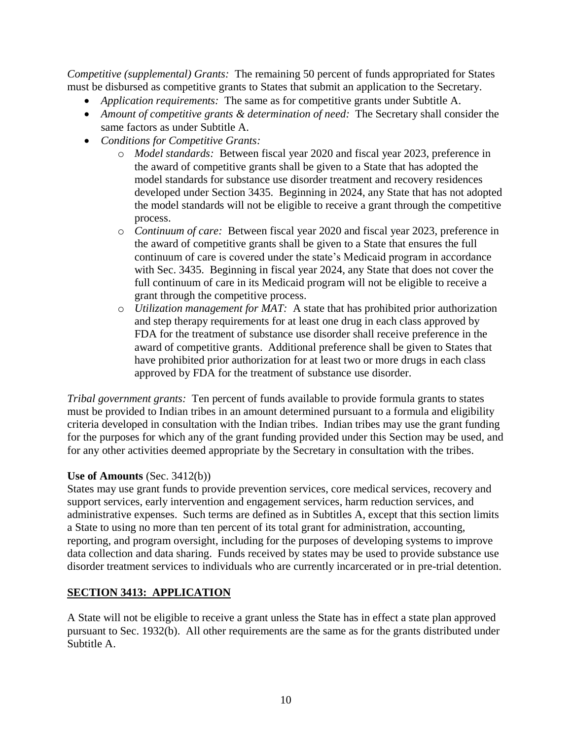*Competitive (supplemental) Grants:* The remaining 50 percent of funds appropriated for States must be disbursed as competitive grants to States that submit an application to the Secretary.

- *Application requirements:* The same as for competitive grants under Subtitle A.
- *Amount of competitive grants & determination of need:* The Secretary shall consider the same factors as under Subtitle A.
- *Conditions for Competitive Grants:*
  - *Model standards:* Between fiscal year 2020 and fiscal year 2023, preference in the award of competitive grants shall be given to a State that has adopted the model standards for substance use disorder treatment and recovery residences developed under Section 3435. Beginning in 2024, any State that has not adopted the model standards will not be eligible to receive a grant through the competitive process.
  - *Continuum of care:* Between fiscal year 2020 and fiscal year 2023, preference in the award of competitive grants shall be given to a State that ensures the full continuum of care is covered under the state's Medicaid program in accordance with Sec. 3435. Beginning in fiscal year 2024, any State that does not cover the full continuum of care in its Medicaid program will not be eligible to receive a grant through the competitive process.
  - *Utilization management for MAT:* A state that has prohibited prior authorization and step therapy requirements for at least one drug in each class approved by FDA for the treatment of substance use disorder shall receive preference in the award of competitive grants. Additional preference shall be given to States that have prohibited prior authorization for at least two or more drugs in each class approved by FDA for the treatment of substance use disorder.

*Tribal government grants:* Ten percent of funds available to provide formula grants to states must be provided to Indian tribes in an amount determined pursuant to a formula and eligibility criteria developed in consultation with the Indian tribes. Indian tribes may use the grant funding for the purposes for which any of the grant funding provided under this Section may be used, and for any other activities deemed appropriate by the Secretary in consultation with the tribes.

**Use of Amounts** (Sec. 3412(b))

States may use grant funds to provide prevention services, core medical services, recovery and support services, early intervention and engagement services, harm reduction services, and administrative expenses. Such terms are defined as in Subtitles A, except that this section limits a State to using no more than ten percent of its total grant for administration, accounting, reporting, and program oversight, including for the purposes of developing systems to improve data collection and data sharing. Funds received by states may be used to provide substance use disorder treatment services to individuals who are currently incarcerated or in pre-trial detention.

## SECTION 3413: APPLICATION

A State will not be eligible to receive a grant unless the State has in effect a state plan approved pursuant to Sec. 1932(b). All other requirements are the same as for the grants distributed under Subtitle A.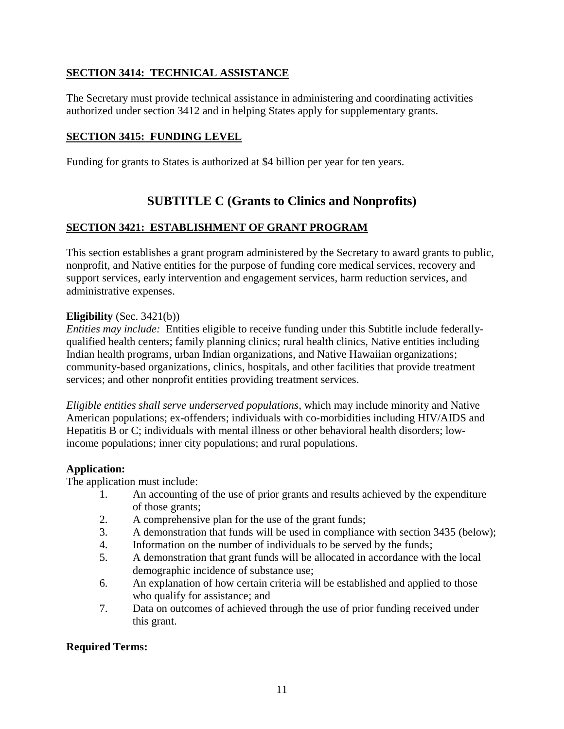## SECTION 3414: TECHNICAL ASSISTANCE

The Secretary must provide technical assistance in administering and coordinating activities authorized under section 3412 and in helping States apply for supplementary grants.

## SECTION 3415: FUNDING LEVEL

Funding for grants to States is authorized at $4 billion per year for ten years.

# SUBTITLE C (Grants to Clinics and Nonprofits)

## SECTION 3421: ESTABLISHMENT OF GRANT PROGRAM

This section establishes a grant program administered by the Secretary to award grants to public, nonprofit, and Native entities for the purpose of funding core medical services, recovery and support services, early intervention and engagement services, harm reduction services, and administrative expenses.

**Eligibility** (Sec. 3421(b))

*Entities may include:* Entities eligible to receive funding under this Subtitle include federally-qualified health centers; family planning clinics; rural health clinics, Native entities including Indian health programs, urban Indian organizations, and Native Hawaiian organizations; community-based organizations, clinics, hospitals, and other facilities that provide treatment services; and other nonprofit entities providing treatment services.

*Eligible entities shall serve underserved populations*, which may include minority and Native American populations; ex-offenders; individuals with co-morbidities including HIV/AIDS and Hepatitis B or C; individuals with mental illness or other behavioral health disorders; low-income populations; inner city populations; and rural populations.

**Application:**

The application must include:

1. An accounting of the use of prior grants and results achieved by the expenditure of those grants;
2. A comprehensive plan for the use of the grant funds;
3. A demonstration that funds will be used in compliance with section 3435 (below);
4. Information on the number of individuals to be served by the funds;
5. A demonstration that grant funds will be allocated in accordance with the local demographic incidence of substance use;
6. An explanation of how certain criteria will be established and applied to those who qualify for assistance; and
7. Data on outcomes of achieved through the use of prior funding received under this grant.

**Required Terms:**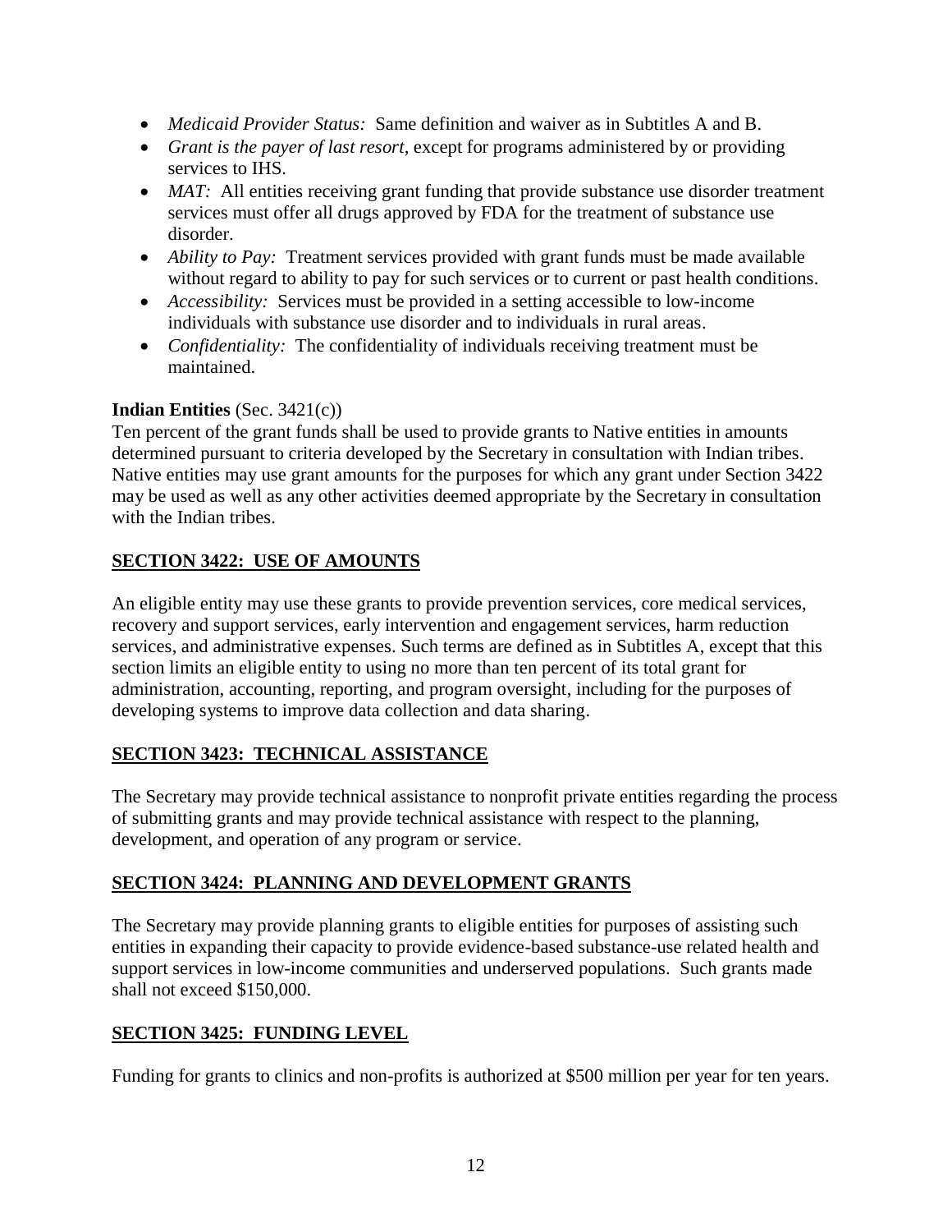- *Medicaid Provider Status:* Same definition and waiver as in Subtitles A and B.
- *Grant is the payer of last resort*, except for programs administered by or providing services to IHS.
- *MAT:* All entities receiving grant funding that provide substance use disorder treatment services must offer all drugs approved by FDA for the treatment of substance use disorder.
- *Ability to Pay:* Treatment services provided with grant funds must be made available without regard to ability to pay for such services or to current or past health conditions.
- *Accessibility:* Services must be provided in a setting accessible to low-income individuals with substance use disorder and to individuals in rural areas.
- *Confidentiality:* The confidentiality of individuals receiving treatment must be maintained.

**Indian Entities** (Sec. 3421(c))
Ten percent of the grant funds shall be used to provide grants to Native entities in amounts determined pursuant to criteria developed by the Secretary in consultation with Indian tribes. Native entities may use grant amounts for the purposes for which any grant under Section 3422 may be used as well as any other activities deemed appropriate by the Secretary in consultation with the Indian tribes.

## SECTION 3422: USE OF AMOUNTS

An eligible entity may use these grants to provide prevention services, core medical services, recovery and support services, early intervention and engagement services, harm reduction services, and administrative expenses. Such terms are defined as in Subtitles A, except that this section limits an eligible entity to using no more than ten percent of its total grant for administration, accounting, reporting, and program oversight, including for the purposes of developing systems to improve data collection and data sharing.

## SECTION 3423: TECHNICAL ASSISTANCE

The Secretary may provide technical assistance to nonprofit private entities regarding the process of submitting grants and may provide technical assistance with respect to the planning, development, and operation of any program or service.

## SECTION 3424: PLANNING AND DEVELOPMENT GRANTS

The Secretary may provide planning grants to eligible entities for purposes of assisting such entities in expanding their capacity to provide evidence-based substance-use related health and support services in low-income communities and underserved populations. Such grants made shall not exceed $150,000.

## SECTION 3425: FUNDING LEVEL

Funding for grants to clinics and non-profits is authorized at $500 million per year for ten years.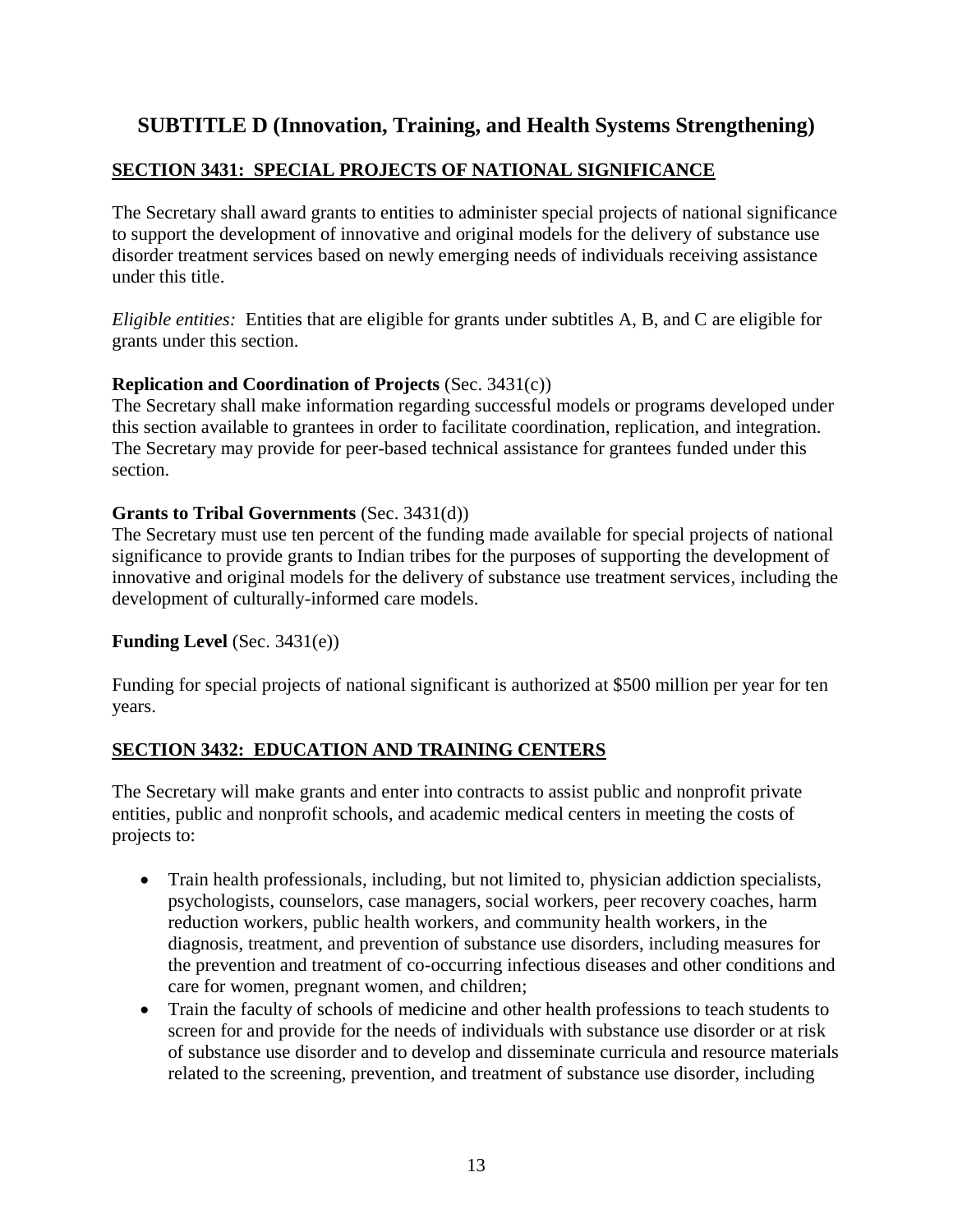## SUBTITLE D (Innovation, Training, and Health Systems Strengthening)

### SECTION 3431: SPECIAL PROJECTS OF NATIONAL SIGNIFICANCE

The Secretary shall award grants to entities to administer special projects of national significance to support the development of innovative and original models for the delivery of substance use disorder treatment services based on newly emerging needs of individuals receiving assistance under this title.

*Eligible entities:* Entities that are eligible for grants under subtitles A, B, and C are eligible for grants under this section.

**Replication and Coordination of Projects** (Sec. 3431(c))
The Secretary shall make information regarding successful models or programs developed under this section available to grantees in order to facilitate coordination, replication, and integration. The Secretary may provide for peer-based technical assistance for grantees funded under this section.

**Grants to Tribal Governments** (Sec. 3431(d))
The Secretary must use ten percent of the funding made available for special projects of national significance to provide grants to Indian tribes for the purposes of supporting the development of innovative and original models for the delivery of substance use treatment services, including the development of culturally-informed care models.

**Funding Level** (Sec. 3431(e))

Funding for special projects of national significant is authorized at $500 million per year for ten years.

### SECTION 3432: EDUCATION AND TRAINING CENTERS

The Secretary will make grants and enter into contracts to assist public and nonprofit private entities, public and nonprofit schools, and academic medical centers in meeting the costs of projects to:

- Train health professionals, including, but not limited to, physician addiction specialists, psychologists, counselors, case managers, social workers, peer recovery coaches, harm reduction workers, public health workers, and community health workers, in the diagnosis, treatment, and prevention of substance use disorders, including measures for the prevention and treatment of co-occurring infectious diseases and other conditions and care for women, pregnant women, and children;
- Train the faculty of schools of medicine and other health professions to teach students to screen for and provide for the needs of individuals with substance use disorder or at risk of substance use disorder and to develop and disseminate curricula and resource materials related to the screening, prevention, and treatment of substance use disorder, including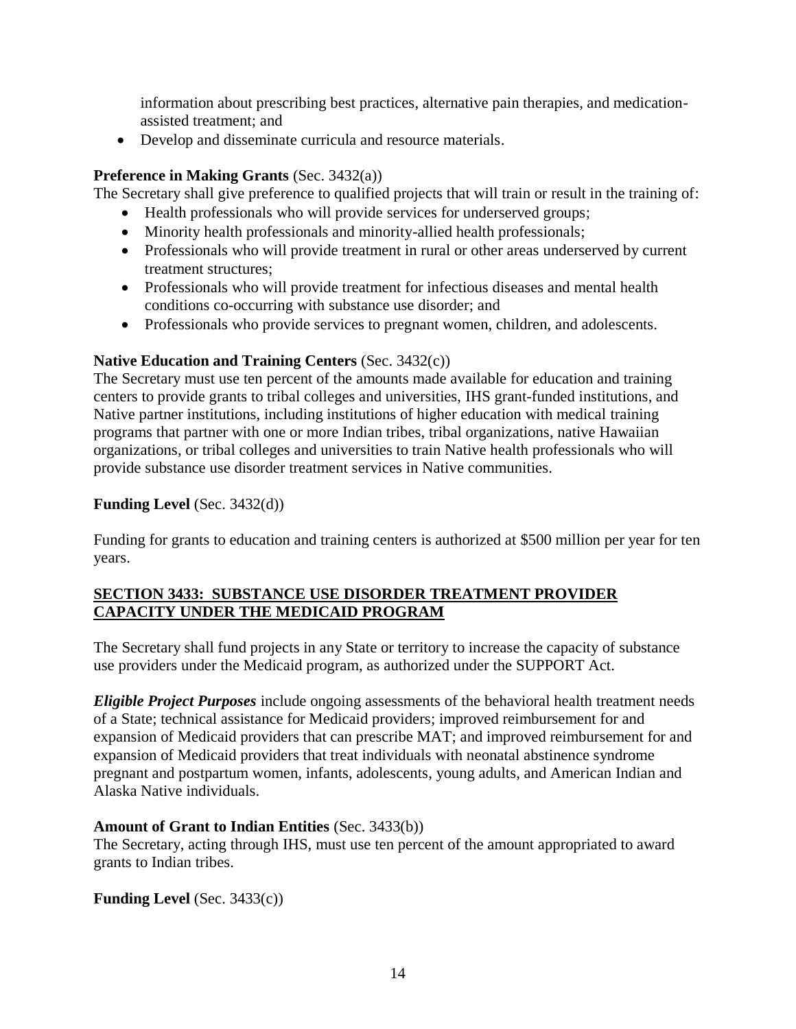information about prescribing best practices, alternative pain therapies, and medication-assisted treatment; and

- Develop and disseminate curricula and resource materials.

**Preference in Making Grants** (Sec. 3432(a))

The Secretary shall give preference to qualified projects that will train or result in the training of:

- Health professionals who will provide services for underserved groups;
- Minority health professionals and minority-allied health professionals;
- Professionals who will provide treatment in rural or other areas underserved by current treatment structures;
- Professionals who will provide treatment for infectious diseases and mental health conditions co-occurring with substance use disorder; and
- Professionals who provide services to pregnant women, children, and adolescents.

**Native Education and Training Centers** (Sec. 3432(c))

The Secretary must use ten percent of the amounts made available for education and training centers to provide grants to tribal colleges and universities, IHS grant-funded institutions, and Native partner institutions, including institutions of higher education with medical training programs that partner with one or more Indian tribes, tribal organizations, native Hawaiian organizations, or tribal colleges and universities to train Native health professionals who will provide substance use disorder treatment services in Native communities.

**Funding Level** (Sec. 3432(d))

Funding for grants to education and training centers is authorized at $500 million per year for ten years.

## SECTION 3433: SUBSTANCE USE DISORDER TREATMENT PROVIDER CAPACITY UNDER THE MEDICAID PROGRAM

The Secretary shall fund projects in any State or territory to increase the capacity of substance use providers under the Medicaid program, as authorized under the SUPPORT Act.

***Eligible Project Purposes*** include ongoing assessments of the behavioral health treatment needs of a State; technical assistance for Medicaid providers; improved reimbursement for and expansion of Medicaid providers that can prescribe MAT; and improved reimbursement for and expansion of Medicaid providers that treat individuals with neonatal abstinence syndrome pregnant and postpartum women, infants, adolescents, young adults, and American Indian and Alaska Native individuals.

**Amount of Grant to Indian Entities** (Sec. 3433(b))

The Secretary, acting through IHS, must use ten percent of the amount appropriated to award grants to Indian tribes.

**Funding Level** (Sec. 3433(c))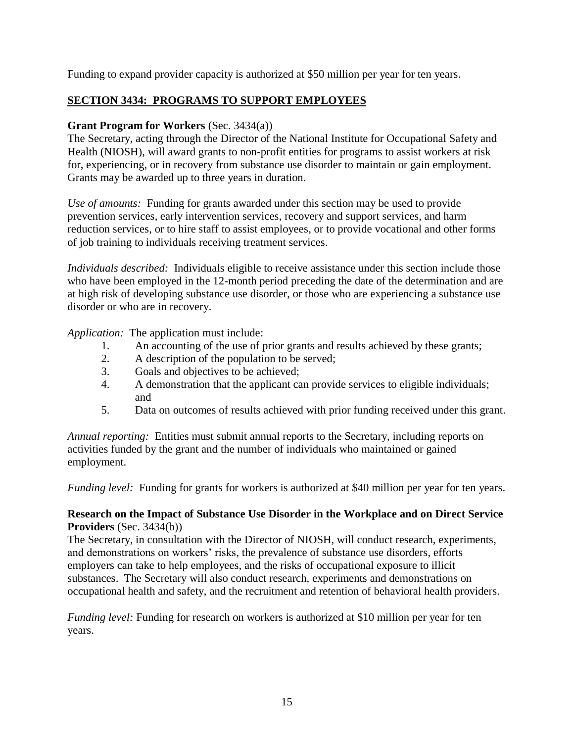Funding to expand provider capacity is authorized at $50 million per year for ten years.

## SECTION 3434: PROGRAMS TO SUPPORT EMPLOYEES

**Grant Program for Workers** (Sec. 3434(a))
The Secretary, acting through the Director of the National Institute for Occupational Safety and Health (NIOSH), will award grants to non-profit entities for programs to assist workers at risk for, experiencing, or in recovery from substance use disorder to maintain or gain employment. Grants may be awarded up to three years in duration.

*Use of amounts:* Funding for grants awarded under this section may be used to provide prevention services, early intervention services, recovery and support services, and harm reduction services, or to hire staff to assist employees, or to provide vocational and other forms of job training to individuals receiving treatment services.

*Individuals described:* Individuals eligible to receive assistance under this section include those who have been employed in the 12-month period preceding the date of the determination and are at high risk of developing substance use disorder, or those who are experiencing a substance use disorder or who are in recovery.

*Application:* The application must include:

1. An accounting of the use of prior grants and results achieved by these grants;
2. A description of the population to be served;
3. Goals and objectives to be achieved;
4. A demonstration that the applicant can provide services to eligible individuals; and
5. Data on outcomes of results achieved with prior funding received under this grant.

*Annual reporting:* Entities must submit annual reports to the Secretary, including reports on activities funded by the grant and the number of individuals who maintained or gained employment.

*Funding level:* Funding for grants for workers is authorized at $40 million per year for ten years.

**Research on the Impact of Substance Use Disorder in the Workplace and on Direct Service Providers** (Sec. 3434(b))
The Secretary, in consultation with the Director of NIOSH, will conduct research, experiments, and demonstrations on workers' risks, the prevalence of substance use disorders, efforts employers can take to help employees, and the risks of occupational exposure to illicit substances. The Secretary will also conduct research, experiments and demonstrations on occupational health and safety, and the recruitment and retention of behavioral health providers.

*Funding level:* Funding for research on workers is authorized at $10 million per year for ten years.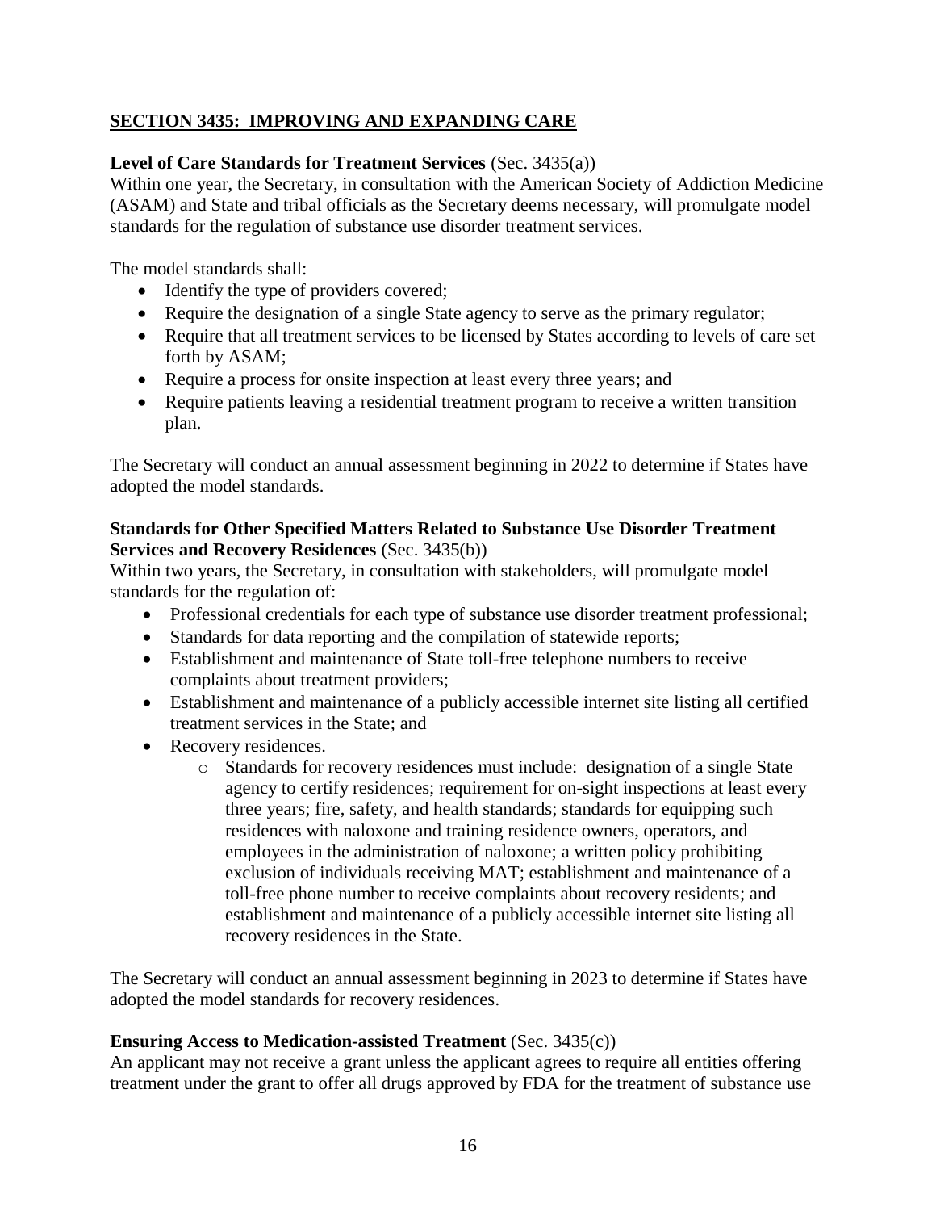## SECTION 3435: IMPROVING AND EXPANDING CARE

**Level of Care Standards for Treatment Services** (Sec. 3435(a))
Within one year, the Secretary, in consultation with the American Society of Addiction Medicine (ASAM) and State and tribal officials as the Secretary deems necessary, will promulgate model standards for the regulation of substance use disorder treatment services.

The model standards shall:

- Identify the type of providers covered;
- Require the designation of a single State agency to serve as the primary regulator;
- Require that all treatment services to be licensed by States according to levels of care set forth by ASAM;
- Require a process for onsite inspection at least every three years; and
- Require patients leaving a residential treatment program to receive a written transition plan.

The Secretary will conduct an annual assessment beginning in 2022 to determine if States have adopted the model standards.

**Standards for Other Specified Matters Related to Substance Use Disorder Treatment Services and Recovery Residences** (Sec. 3435(b))
Within two years, the Secretary, in consultation with stakeholders, will promulgate model standards for the regulation of:

- Professional credentials for each type of substance use disorder treatment professional;
- Standards for data reporting and the compilation of statewide reports;
- Establishment and maintenance of State toll-free telephone numbers to receive complaints about treatment providers;
- Establishment and maintenance of a publicly accessible internet site listing all certified treatment services in the State; and
- Recovery residences.
    - Standards for recovery residences must include: designation of a single State agency to certify residences; requirement for on-sight inspections at least every three years; fire, safety, and health standards; standards for equipping such residences with naloxone and training residence owners, operators, and employees in the administration of naloxone; a written policy prohibiting exclusion of individuals receiving MAT; establishment and maintenance of a toll-free phone number to receive complaints about recovery residents; and establishment and maintenance of a publicly accessible internet site listing all recovery residences in the State.

The Secretary will conduct an annual assessment beginning in 2023 to determine if States have adopted the model standards for recovery residences.

**Ensuring Access to Medication-assisted Treatment** (Sec. 3435(c))
An applicant may not receive a grant unless the applicant agrees to require all entities offering treatment under the grant to offer all drugs approved by FDA for the treatment of substance use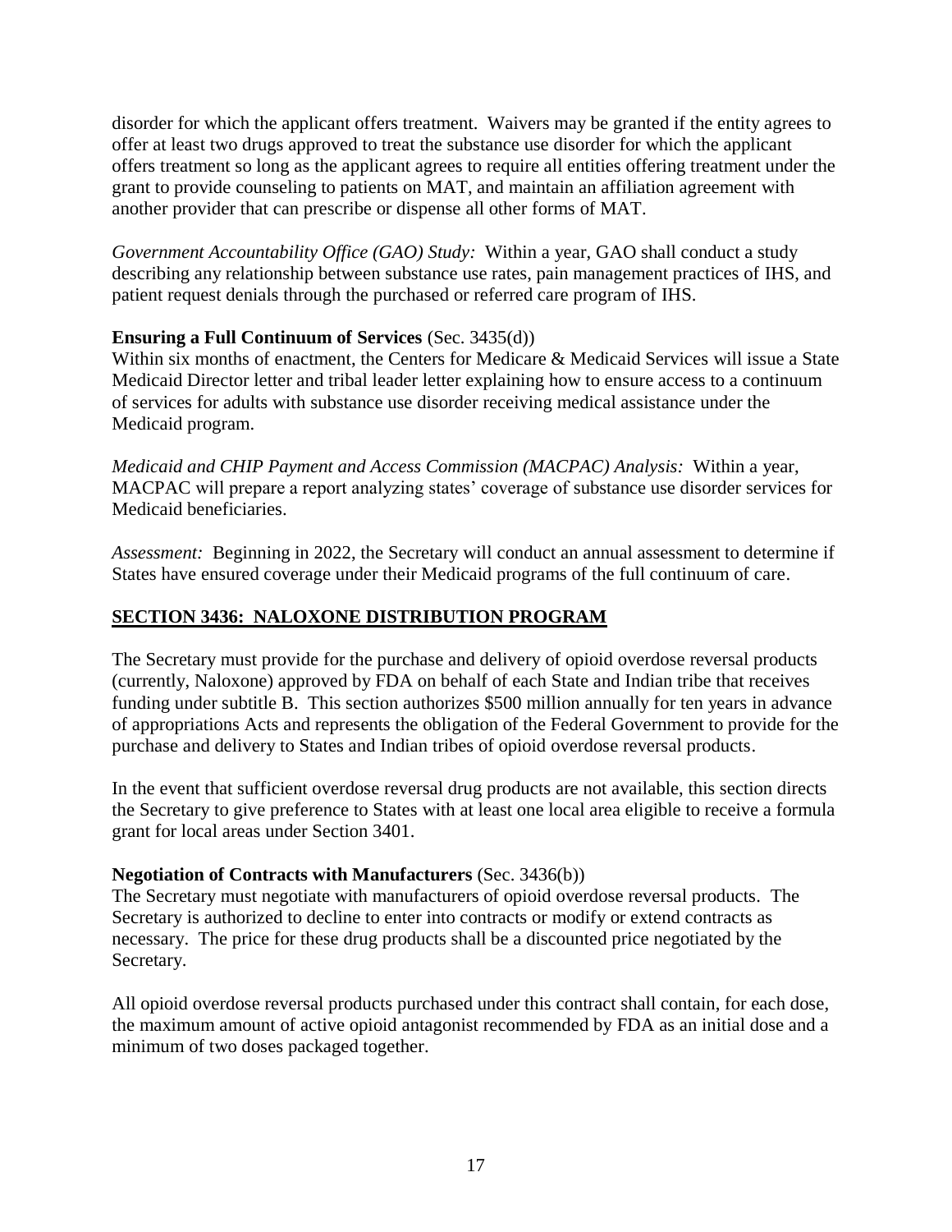disorder for which the applicant offers treatment. Waivers may be granted if the entity agrees to offer at least two drugs approved to treat the substance use disorder for which the applicant offers treatment so long as the applicant agrees to require all entities offering treatment under the grant to provide counseling to patients on MAT, and maintain an affiliation agreement with another provider that can prescribe or dispense all other forms of MAT.

*Government Accountability Office (GAO) Study:* Within a year, GAO shall conduct a study describing any relationship between substance use rates, pain management practices of IHS, and patient request denials through the purchased or referred care program of IHS.

**Ensuring a Full Continuum of Services** (Sec. 3435(d))
Within six months of enactment, the Centers for Medicare & Medicaid Services will issue a State Medicaid Director letter and tribal leader letter explaining how to ensure access to a continuum of services for adults with substance use disorder receiving medical assistance under the Medicaid program.

*Medicaid and CHIP Payment and Access Commission (MACPAC) Analysis:* Within a year, MACPAC will prepare a report analyzing states' coverage of substance use disorder services for Medicaid beneficiaries.

*Assessment:* Beginning in 2022, the Secretary will conduct an annual assessment to determine if States have ensured coverage under their Medicaid programs of the full continuum of care.

## SECTION 3436: NALOXONE DISTRIBUTION PROGRAM

The Secretary must provide for the purchase and delivery of opioid overdose reversal products (currently, Naloxone) approved by FDA on behalf of each State and Indian tribe that receives funding under subtitle B. This section authorizes \$500 million annually for ten years in advance of appropriations Acts and represents the obligation of the Federal Government to provide for the purchase and delivery to States and Indian tribes of opioid overdose reversal products.

In the event that sufficient overdose reversal drug products are not available, this section directs the Secretary to give preference to States with at least one local area eligible to receive a formula grant for local areas under Section 3401.

**Negotiation of Contracts with Manufacturers** (Sec. 3436(b))
The Secretary must negotiate with manufacturers of opioid overdose reversal products. The Secretary is authorized to decline to enter into contracts or modify or extend contracts as necessary. The price for these drug products shall be a discounted price negotiated by the Secretary.

All opioid overdose reversal products purchased under this contract shall contain, for each dose, the maximum amount of active opioid antagonist recommended by FDA as an initial dose and a minimum of two doses packaged together.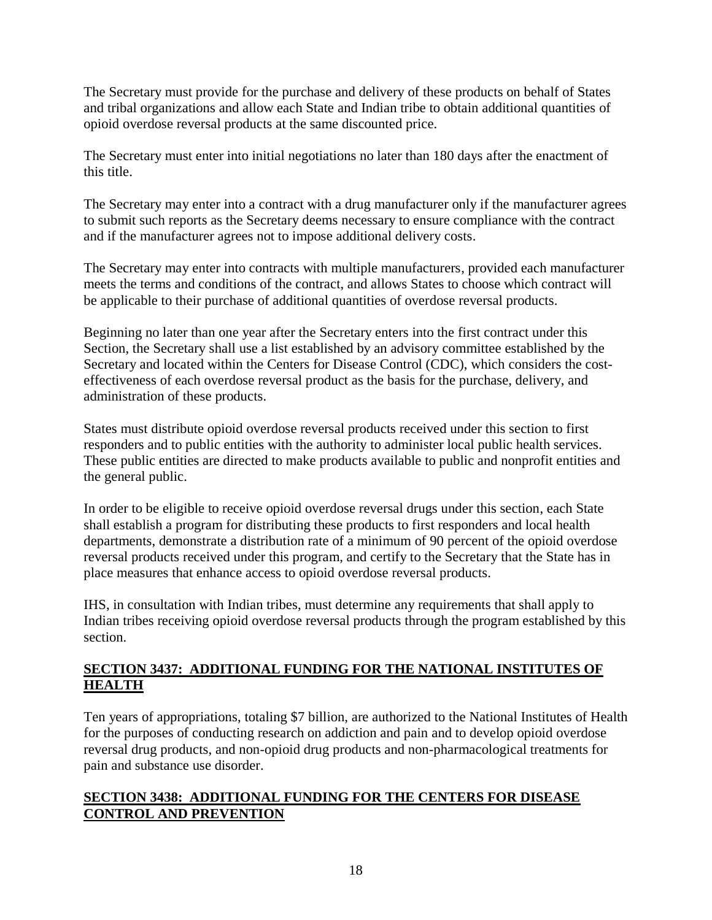The Secretary must provide for the purchase and delivery of these products on behalf of States and tribal organizations and allow each State and Indian tribe to obtain additional quantities of opioid overdose reversal products at the same discounted price.

The Secretary must enter into initial negotiations no later than 180 days after the enactment of this title.

The Secretary may enter into a contract with a drug manufacturer only if the manufacturer agrees to submit such reports as the Secretary deems necessary to ensure compliance with the contract and if the manufacturer agrees not to impose additional delivery costs.

The Secretary may enter into contracts with multiple manufacturers, provided each manufacturer meets the terms and conditions of the contract, and allows States to choose which contract will be applicable to their purchase of additional quantities of overdose reversal products.

Beginning no later than one year after the Secretary enters into the first contract under this Section, the Secretary shall use a list established by an advisory committee established by the Secretary and located within the Centers for Disease Control (CDC), which considers the cost-effectiveness of each overdose reversal product as the basis for the purchase, delivery, and administration of these products.

States must distribute opioid overdose reversal products received under this section to first responders and to public entities with the authority to administer local public health services. These public entities are directed to make products available to public and nonprofit entities and the general public.

In order to be eligible to receive opioid overdose reversal drugs under this section, each State shall establish a program for distributing these products to first responders and local health departments, demonstrate a distribution rate of a minimum of 90 percent of the opioid overdose reversal products received under this program, and certify to the Secretary that the State has in place measures that enhance access to opioid overdose reversal products.

IHS, in consultation with Indian tribes, must determine any requirements that shall apply to Indian tribes receiving opioid overdose reversal products through the program established by this section.

## SECTION 3437: ADDITIONAL FUNDING FOR THE NATIONAL INSTITUTES OF HEALTH

Ten years of appropriations, totaling $7 billion, are authorized to the National Institutes of Health for the purposes of conducting research on addiction and pain and to develop opioid overdose reversal drug products, and non-opioid drug products and non-pharmacological treatments for pain and substance use disorder.

## SECTION 3438: ADDITIONAL FUNDING FOR THE CENTERS FOR DISEASE CONTROL AND PREVENTION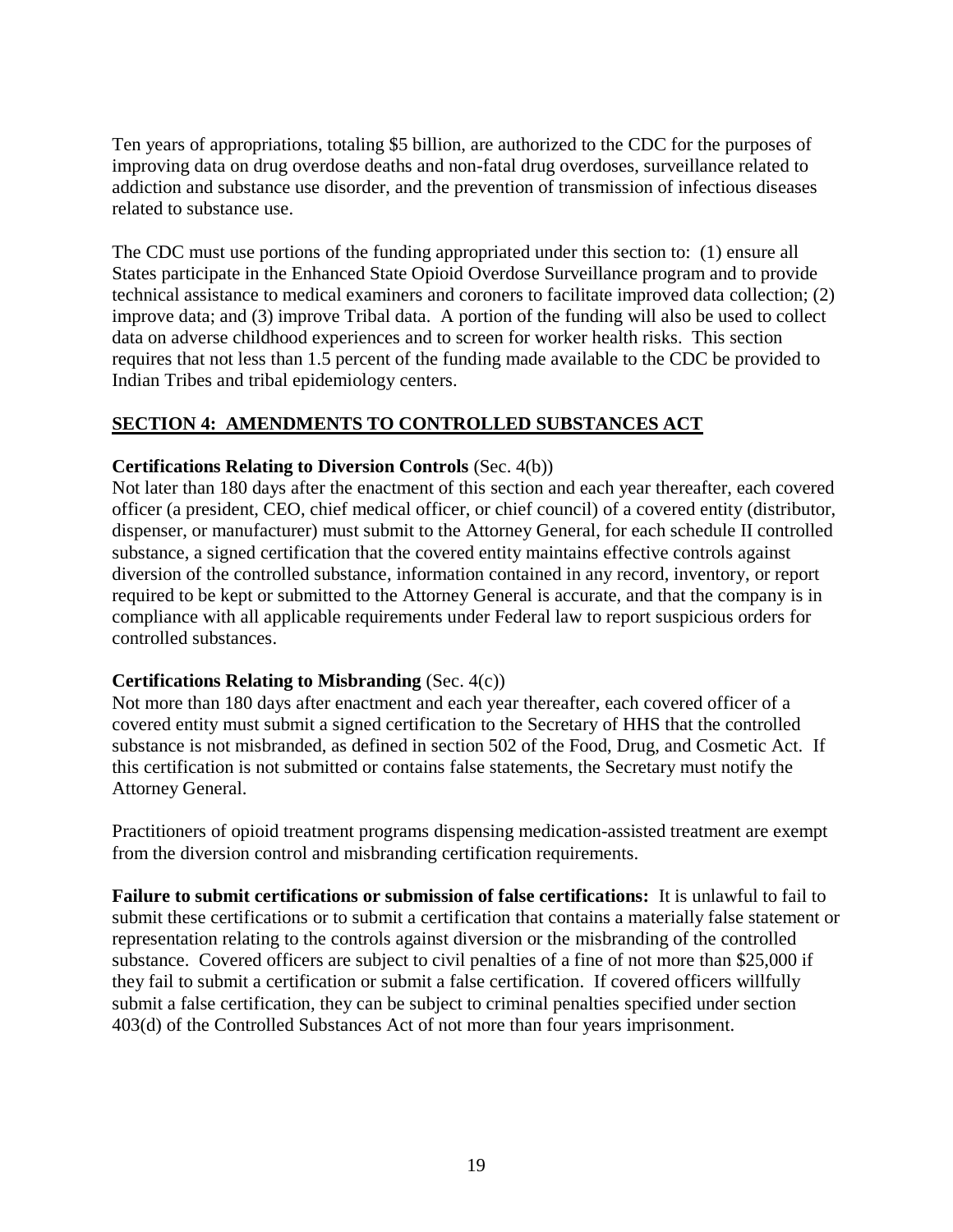Ten years of appropriations, totaling $5 billion, are authorized to the CDC for the purposes of improving data on drug overdose deaths and non-fatal drug overdoses, surveillance related to addiction and substance use disorder, and the prevention of transmission of infectious diseases related to substance use.

The CDC must use portions of the funding appropriated under this section to: (1) ensure all States participate in the Enhanced State Opioid Overdose Surveillance program and to provide technical assistance to medical examiners and coroners to facilitate improved data collection; (2) improve data; and (3) improve Tribal data. A portion of the funding will also be used to collect data on adverse childhood experiences and to screen for worker health risks. This section requires that not less than 1.5 percent of the funding made available to the CDC be provided to Indian Tribes and tribal epidemiology centers.

## SECTION 4: AMENDMENTS TO CONTROLLED SUBSTANCES ACT

**Certifications Relating to Diversion Controls** (Sec. 4(b))
Not later than 180 days after the enactment of this section and each year thereafter, each covered officer (a president, CEO, chief medical officer, or chief council) of a covered entity (distributor, dispenser, or manufacturer) must submit to the Attorney General, for each schedule II controlled substance, a signed certification that the covered entity maintains effective controls against diversion of the controlled substance, information contained in any record, inventory, or report required to be kept or submitted to the Attorney General is accurate, and that the company is in compliance with all applicable requirements under Federal law to report suspicious orders for controlled substances.

**Certifications Relating to Misbranding** (Sec. 4(c))
Not more than 180 days after enactment and each year thereafter, each covered officer of a covered entity must submit a signed certification to the Secretary of HHS that the controlled substance is not misbranded, as defined in section 502 of the Food, Drug, and Cosmetic Act. If this certification is not submitted or contains false statements, the Secretary must notify the Attorney General.

Practitioners of opioid treatment programs dispensing medication-assisted treatment are exempt from the diversion control and misbranding certification requirements.

**Failure to submit certifications or submission of false certifications:** It is unlawful to fail to submit these certifications or to submit a certification that contains a materially false statement or representation relating to the controls against diversion or the misbranding of the controlled substance. Covered officers are subject to civil penalties of a fine of not more than $25,000 if they fail to submit a certification or submit a false certification. If covered officers willfully submit a false certification, they can be subject to criminal penalties specified under section 403(d) of the Controlled Substances Act of not more than four years imprisonment.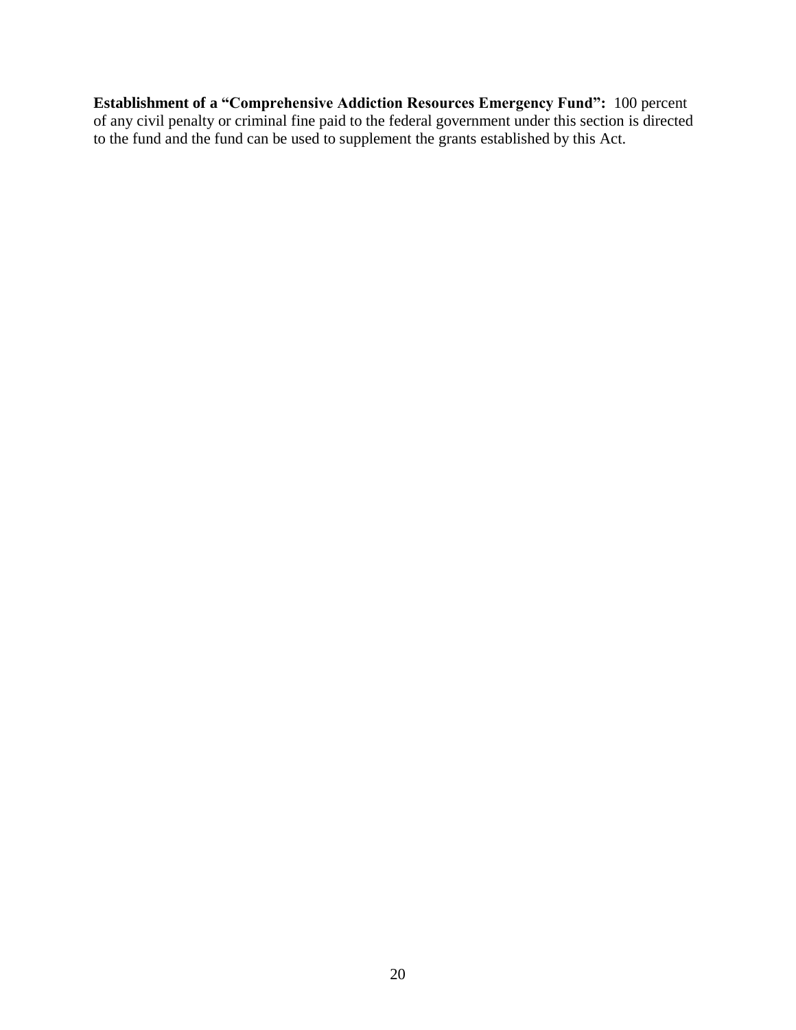**Establishment of a "Comprehensive Addiction Resources Emergency Fund":** 100 percent of any civil penalty or criminal fine paid to the federal government under this section is directed to the fund and the fund can be used to supplement the grants established by this Act.